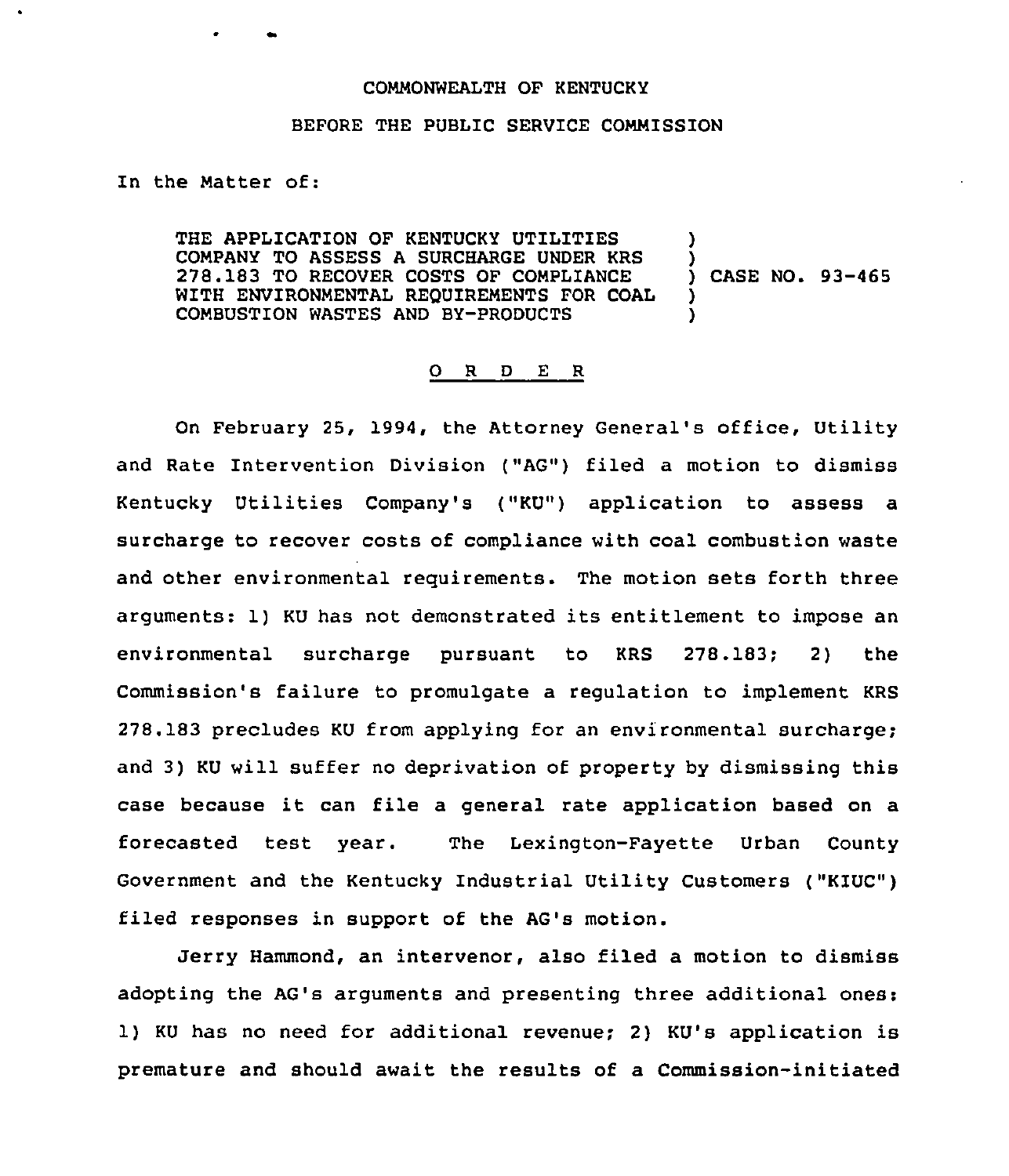COMMONWEALTH OF KENTUCKY

BEFORE THE PUBLIC SERVICE COMMISSION

In the Matter of:

THE APPLICATION OF KENTUCKY UTILITIES COMPANY TO ASSESS A SURCHARGE UNDER KRS 278.183 TO RECOVER COSTS OF COMPLIANCE WITH ENVIRONMENTAL REQUIREMENTS FOR COAL COMBUSTION WASTES AND BY-PRODUCTS ) CASE NO. 93-465

# O R D E R

On February 25, 1994, the Attorney General's office, Utility and Rate Intervention Division ("AG") filed a motion to dismiss Kentucky Utilities Company's ("KU") application to assess a surcharge to recover costs of compliance with coal combustion waste and other environmental requirements. The motion sets forth three arguments: 1) KU has not demonstrated its entitlement to impose an environmental surcharge pursuant to KRS 278.183; 2) the Commission's failure to promulgate a regulation to implement KRS 278.183 precludes KU from applying for an environmental surcharge; and 3) KU will suffer no deprivation of property by dismissing this case because it can file a general rate application based on a forecasted test year. The Lexington-Fayette Urban County Government and the Kentucky Industrial Utility Customers ("KIUC") filed responses in support of the AG's motion.

Jerry Hammond, an intervenor, also filed a motion to dismiss adopting the AG's arguments and presenting three additional ones: 1) KU has no need for additional revenue; 2) KU's application is premature and should await the results of a Commission-initiated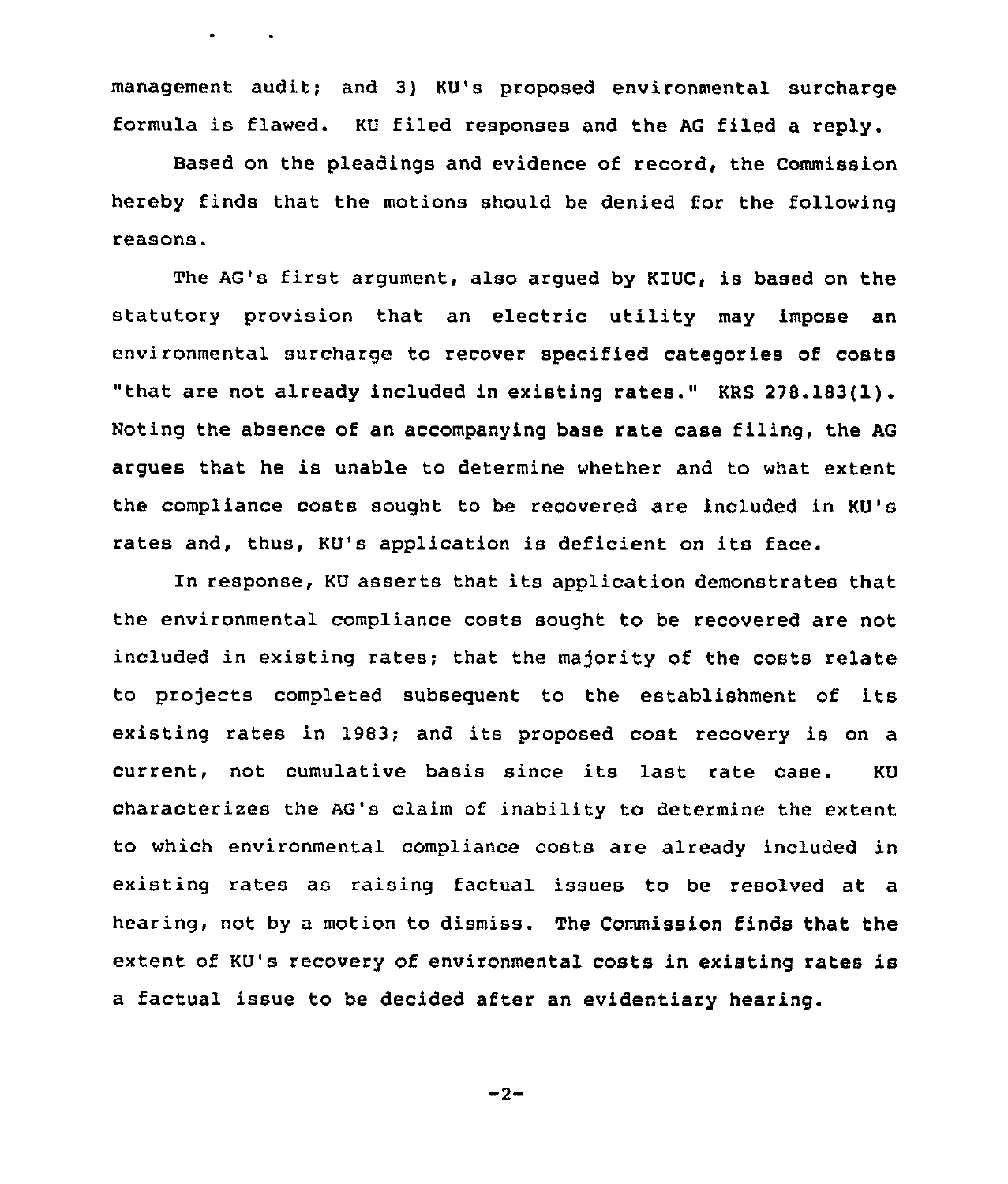management audit; and 3) KU's proposed environmental surcharge formula is flawed. KU filed responses and the AG filed a reply.

Based on the pleadings and evidence of record, the Commission hereby finds that the motions should be denied for the following reasons.

The AG's first argument, also argued by KIUC, is based on the statutory provision that an electric utility may impose an environmental surcharge to recover specified categories of costs "that are not already included in existing rates." KRS 278.183(1). Noting the absence of an accompanying base rate case filing, the AG argues that he is unable to determine whether and to what extent the compliance costs sought to be recovered are included in KU's rates and, thus, KU's application is deficient on its face.

In response, KU asserts that its application demonstrates that the environmental compliance costs sought to be recovered are not included in existing rates; that the majority of the costs relate to projects completed subsequent to the establishment of its existing rates in 1983; and its proposed cost recovery is on a current, not cumulative basis since its last rate case. KU characterizes the AG's claim of inability to determine the extent to which environmental compliance costs are already included in existing rates as raising factual issues to be resolved at a hearing, not by a motion to dismiss. The Commission finds that the extent of KU's recovery of environmental costs in existing rates is a factual issue to be decided after an evidentiary hearing.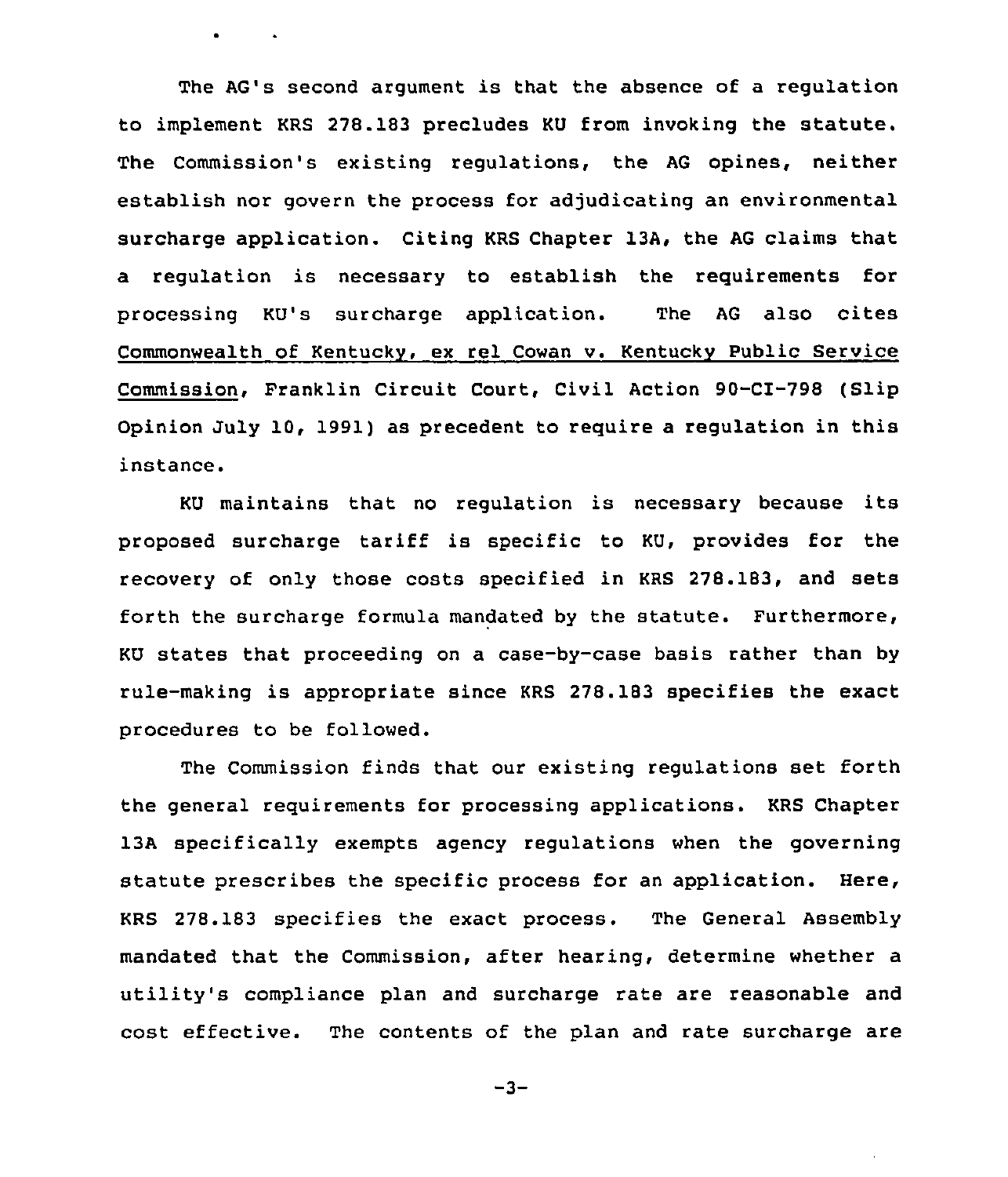The AG's second argument is that the absence of a regulation to implement KRS 278.183 precludes KU from invoking the statute. The Commission's existing regulations, the AG opines, neither establish nor govern the process for adjudicating an environmental surcharge application. Citing KRS Chapter 13A, the AG claims that a regulation is necessary to establish the requirements for processing KU's surcharge application. The AG also cites Commonwealth of Kentucky, ex rel Cowan v. Kentucky Public Service Commission, Franklin Circuit Court, Civil Action 90-CI-798 (Slip Opinion July 10, 1991) as precedent to require a regulation in this instance.

KU maintains that no regulation is necessary because its proposed surcharge tariff is specific to KU, provides for the recovery of only those costs specified in KRS 278.183, and sets forth the surcharge formula mandated by the statute. Furthermore, KU states that proceeding on a case-by-case basis rather than by rule-making is appropriate since KRS 278.183 specifies the exact procedures to be followed.

The Commission finds that our existing regulations set forth the general requirements for processing applications. KRS Chapter 13A specifically exempts agency regulations when the governing statute prescribes the specific process for an application. Here, KRS 278.183 specifies the exact process. The General Assembly mandated that the Commission, after hearing, determine whether a utility's compliance plan and surcharge rate are reasonable and cost effective. The contents of the plan and rate surcharge are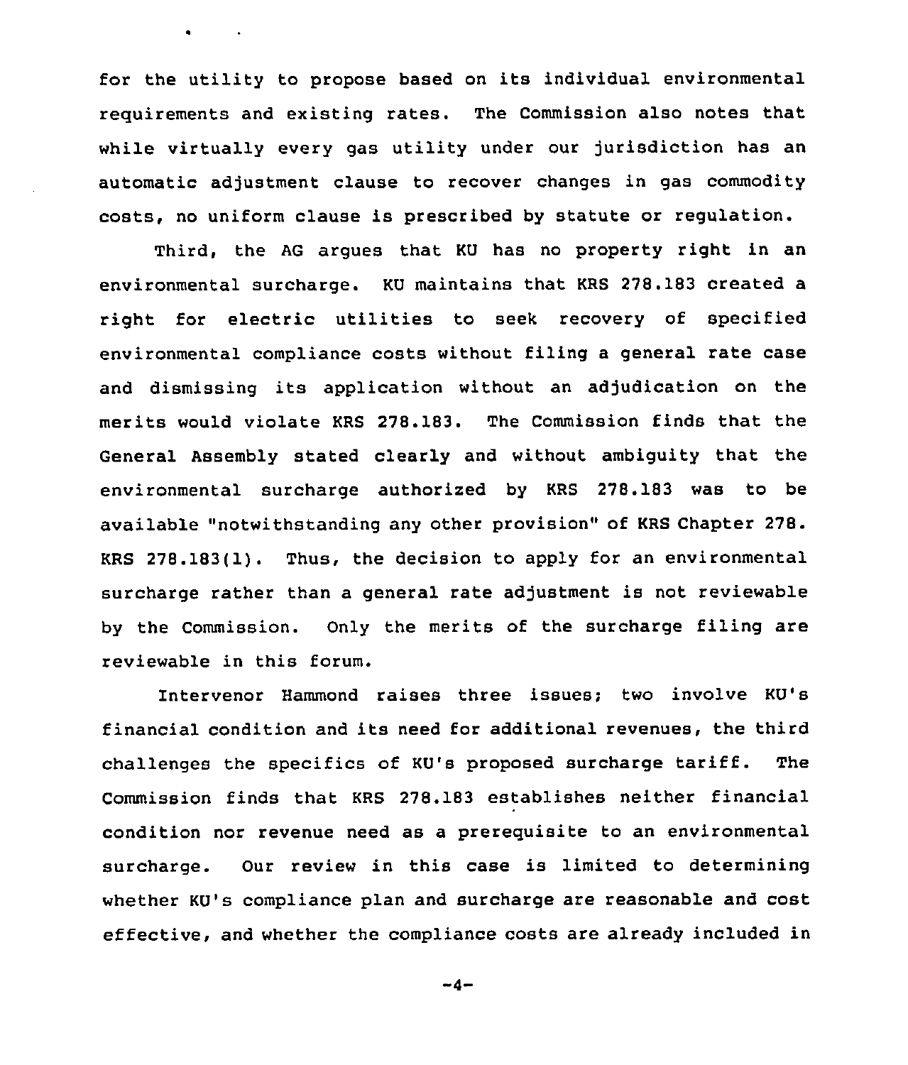for the utility to propose based on its individual environmental requirements and existing rates. The Commission also notes that while virtually every gas utility under our jurisdiction has an automatic adjustment clause to recover changes in gas commodity costs, no uniform clause is prescribed by statute or regulation.

Third, the AG argues that KU has no property right in an environmental surcharge. KU maintains that KRS 278.183 created a right for electric utilities to seek recovery of specified environmental compliance costs without filing a general rate case and dismissing its application without an adjudication on the merits would violate KRS 278.183. The Commission finds that the General Assembly stated clearly and without ambiguity that the environmental surcharge authorized by KRS 278.183 was to be available "notwithstanding any other provision" of KRS Chapter 278. KRS 278.183(1). Thus, the decision to apply for an environmental surcharge rather than a general rate adjustment is not reviewable by the Commission. Only the merits of the surcharge filing are reviewable in this forum.

Intervenor Hammond raises three issues; two involve KU's financial condition and its need for additional revenues, the third challenges the specifics of KU's proposed surcharge tariff. The Commission finds that KRS 278.183 establishes neither financial condition nor revenue need as a prerequisite to an environmental surcharge. Our review in this case is limited to determining whether KU's compliance plan and surcharge are reasonable and cost effective, and whether the compliance costs are already included in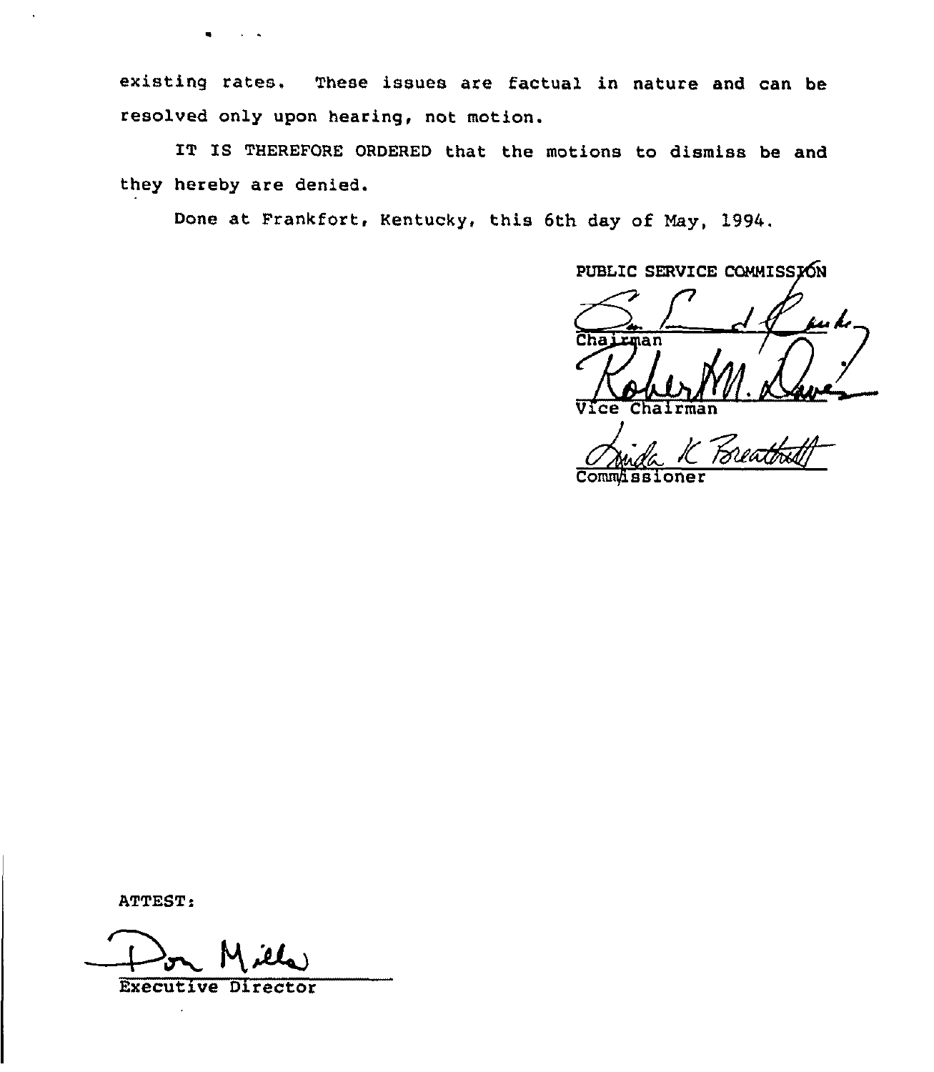existing rates. These issues are factual in nature and can be resolved only upon hearing, not motion.

IT IS THEREFORE ORDERED that the motions to dismiss be and they hereby are denied.

Done at Frankfort, Kentucky, this 6th day of May, 1994.

PUBLIC SERVICE COMMISSION

Chairman

Vice Chairman

Commissioner

ATTEST:

Executive Director